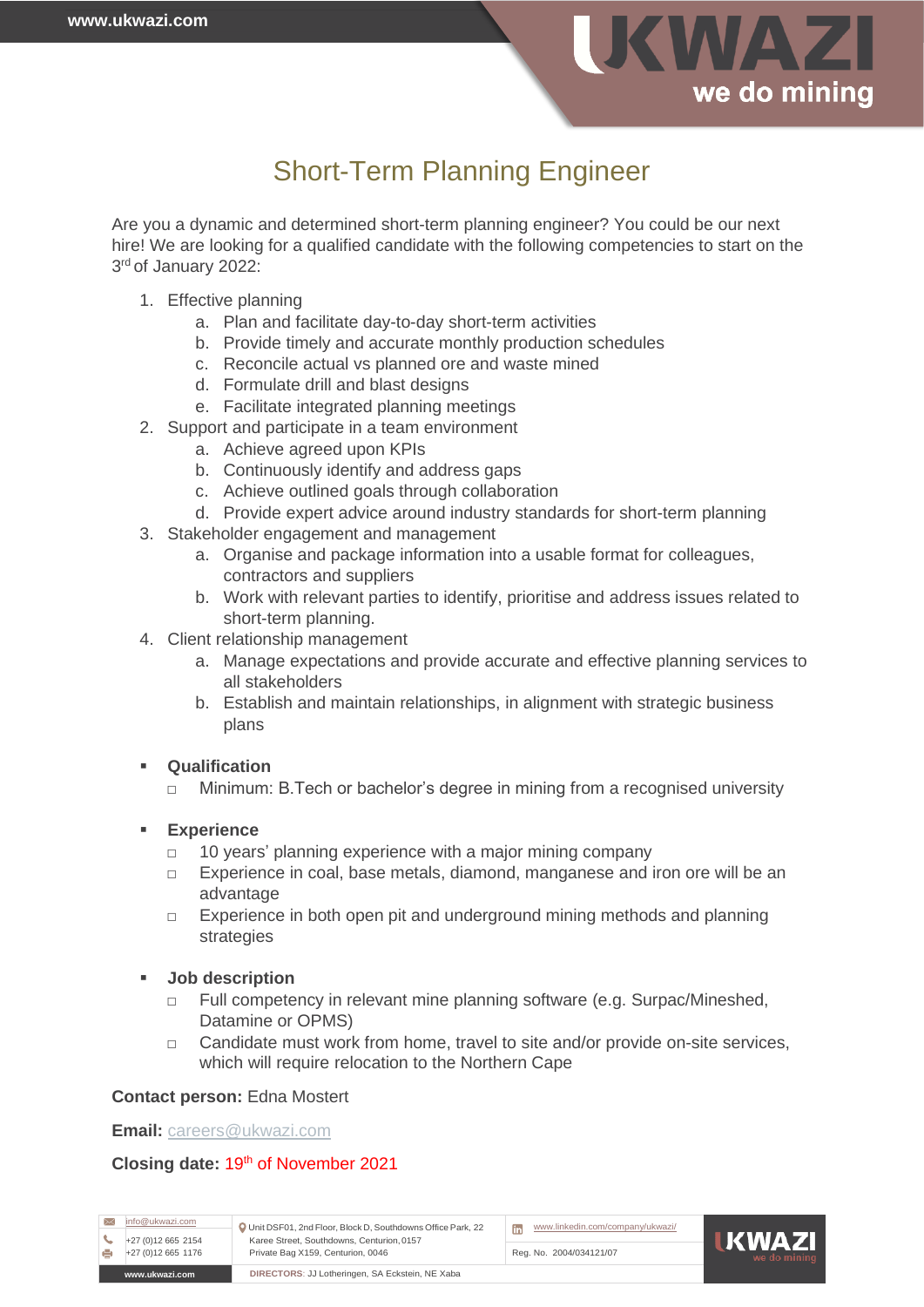# Short-Term Planning Engineer

Are you a dynamic and determined short-term planning engineer? You could be our next hire! We are looking for a qualified candidate with the following competencies to start on the 3rd of January 2022:

1. Effective planning
    a. Plan and facilitate day-to-day short-term activities
    b. Provide timely and accurate monthly production schedules
    c. Reconcile actual vs planned ore and waste mined
    d. Formulate drill and blast designs
    e. Facilitate integrated planning meetings
2. Support and participate in a team environment
    a. Achieve agreed upon KPIs
    b. Continuously identify and address gaps
    c. Achieve outlined goals through collaboration
    d. Provide expert advice around industry standards for short-term planning
3. Stakeholder engagement and management
    a. Organise and package information into a usable format for colleagues, contractors and suppliers
    b. Work with relevant parties to identify, prioritise and address issues related to short-term planning.
4. Client relationship management
    a. Manage expectations and provide accurate and effective planning services to all stakeholders
    b. Establish and maintain relationships, in alignment with strategic business plans

- **Qualification**
    - Minimum: B.Tech or bachelor's degree in mining from a recognised university

- **Experience**
    - 10 years' planning experience with a major mining company
    - Experience in coal, base metals, diamond, manganese and iron ore will be an advantage
    - Experience in both open pit and underground mining methods and planning strategies

- **Job description**
    - Full competency in relevant mine planning software (e.g. Surpac/Mineshed, Datamine or OPMS)
    - Candidate must work from home, travel to site and/or provide on-site services, which will require relocation to the Northern Cape

**Contact person:** Edna Mostert

**Email:** careers@ukwazi.com

**Closing date:** 19th of November 2021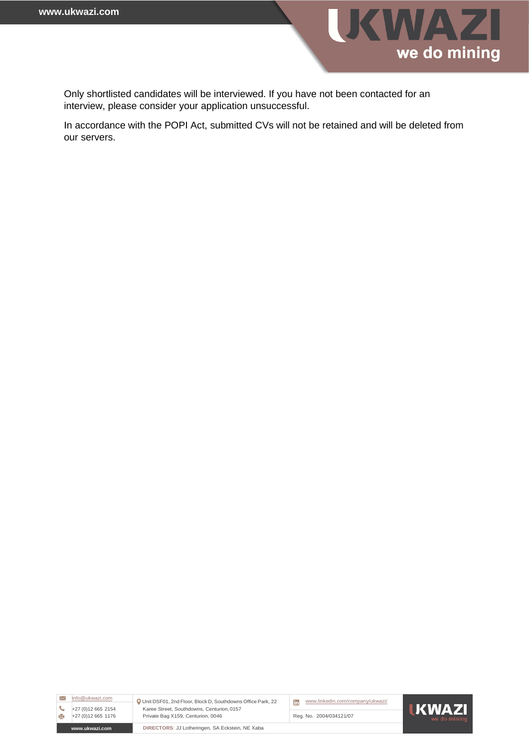Only shortlisted candidates will be interviewed. If you have not been contacted for an interview, please consider your application unsuccessful.

In accordance with the POPI Act, submitted CVs will not be retained and will be deleted from our servers.